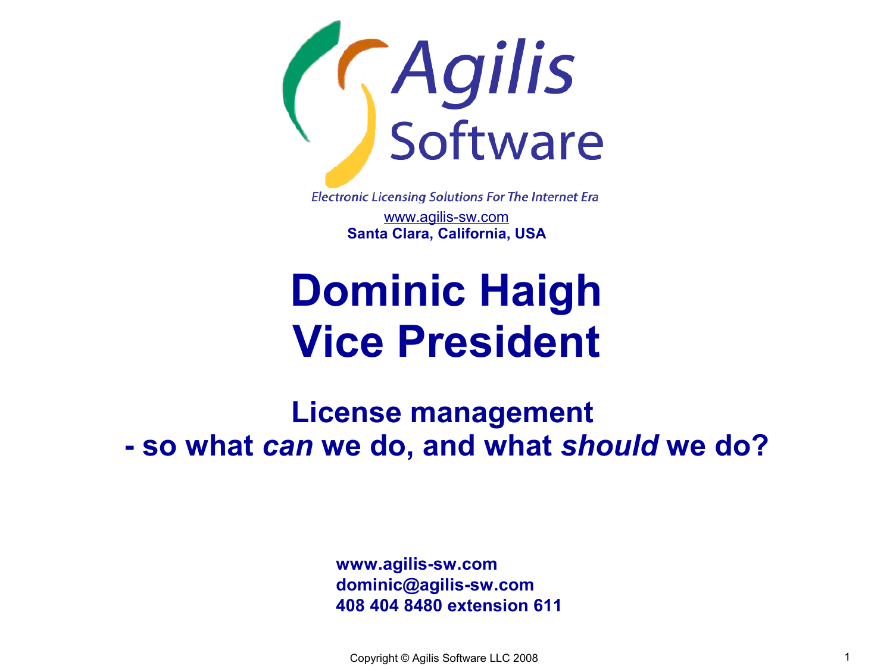Agilis Software

*Electronic Licensing Solutions For The Internet Era*

www.agilis-sw.com

**Santa Clara, California, USA**

# Dominic Haigh
# Vice President

## License management
## - so what *can* we do, and what *should* we do?

**www.agilis-sw.com**
**dominic@agilis-sw.com**
**408 404 8480 extension 611**

Copyright © Agilis Software LLC 2008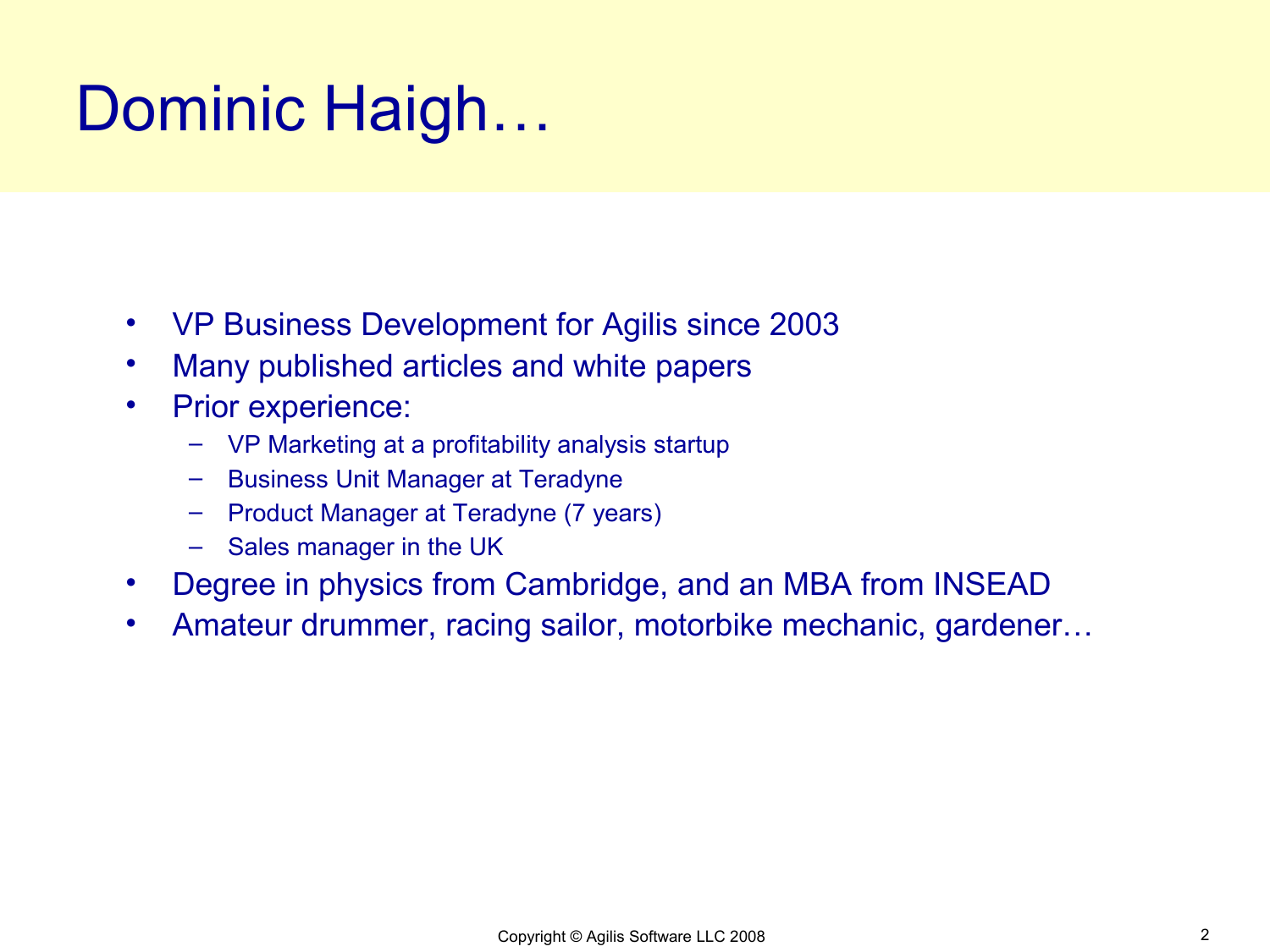# Dominic Haigh…

- VP Business Development for Agilis since 2003
- Many published articles and white papers
- Prior experience:
  - VP Marketing at a profitability analysis startup
  - Business Unit Manager at Teradyne
  - Product Manager at Teradyne (7 years)
  - Sales manager in the UK
- Degree in physics from Cambridge, and an MBA from INSEAD
- Amateur drummer, racing sailor, motorbike mechanic, gardener…

Copyright © Agilis Software LLC 2008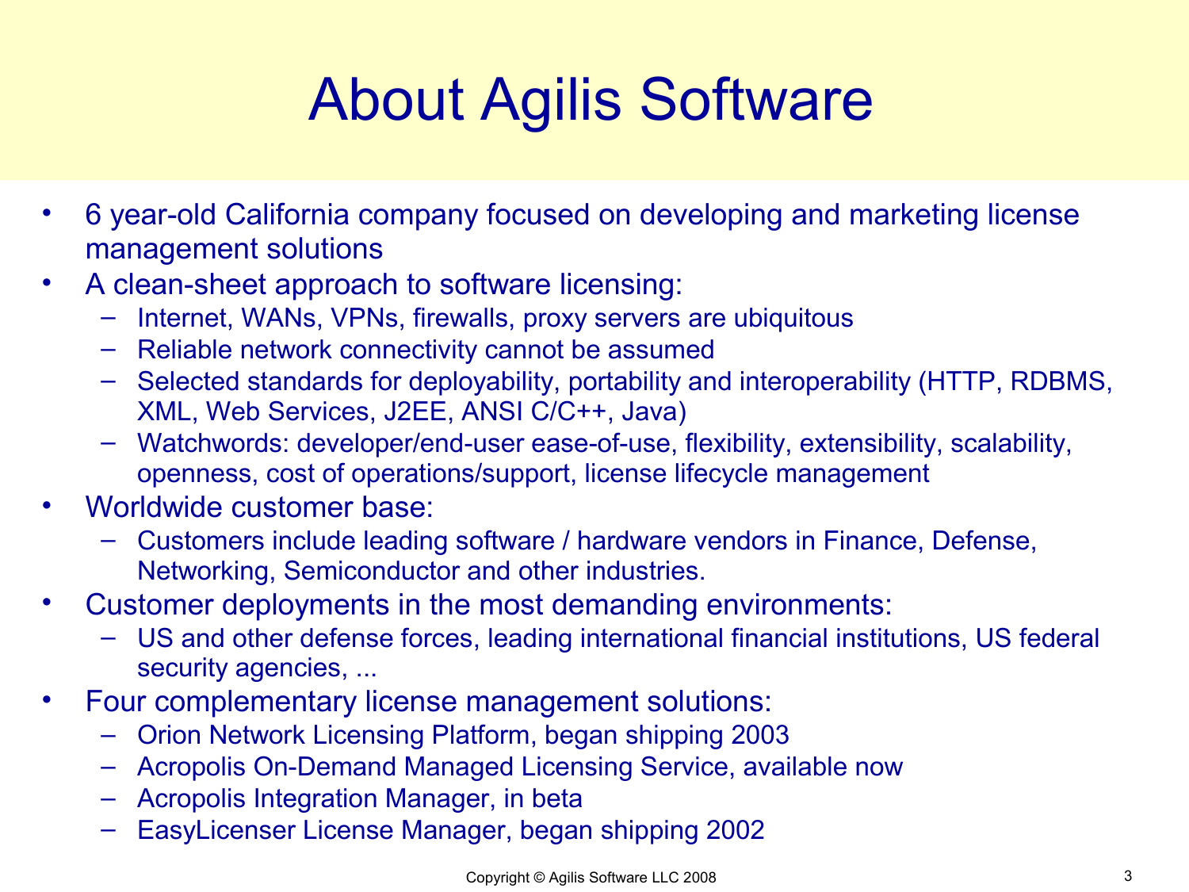# About Agilis Software

- 6 year-old California company focused on developing and marketing license management solutions
- A clean-sheet approach to software licensing:
  - Internet, WANs, VPNs, firewalls, proxy servers are ubiquitous
  - Reliable network connectivity cannot be assumed
  - Selected standards for deployability, portability and interoperability (HTTP, RDBMS, XML, Web Services, J2EE, ANSI C/C++, Java)
  - Watchwords: developer/end-user ease-of-use, flexibility, extensibility, scalability, openness, cost of operations/support, license lifecycle management
- Worldwide customer base:
  - Customers include leading software / hardware vendors in Finance, Defense, Networking, Semiconductor and other industries.
- Customer deployments in the most demanding environments:
  - US and other defense forces, leading international financial institutions, US federal security agencies, ...
- Four complementary license management solutions:
  - Orion Network Licensing Platform, began shipping 2003
  - Acropolis On-Demand Managed Licensing Service, available now
  - Acropolis Integration Manager, in beta
  - EasyLicenser License Manager, began shipping 2002

Copyright © Agilis Software LLC 2008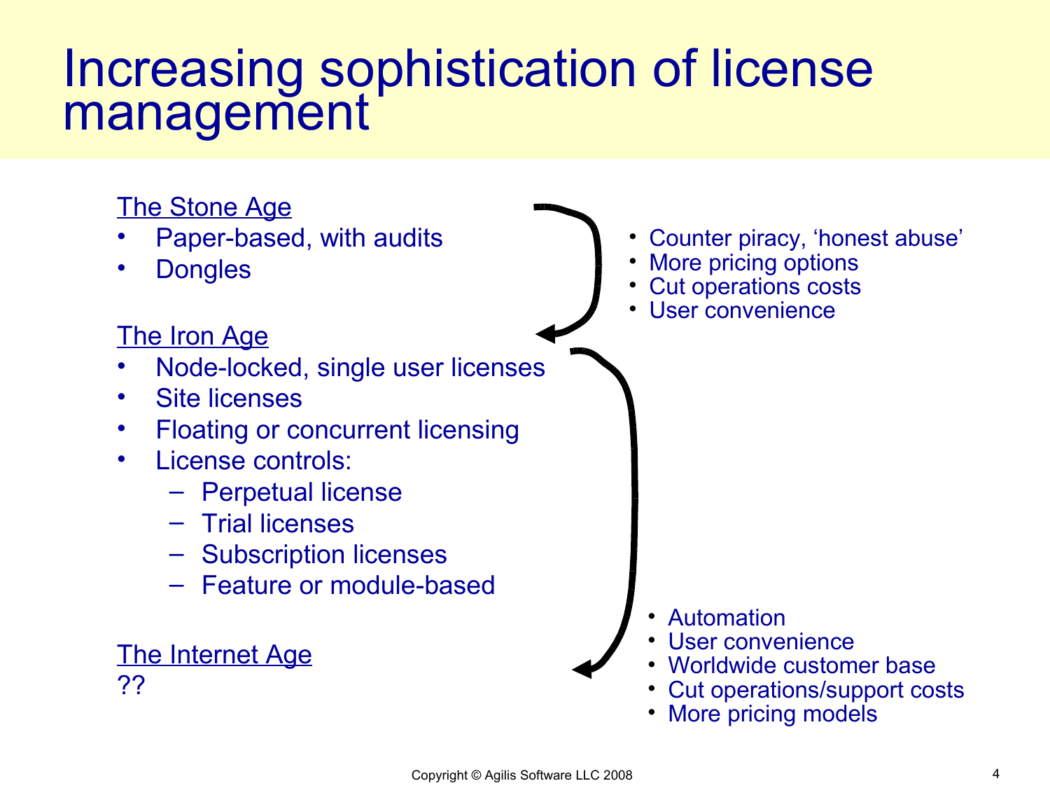# Increasing sophistication of license management

<u>The Stone Age</u>

- Paper-based, with audits
- Dongles

- Counter piracy, 'honest abuse'
- More pricing options
- Cut operations costs
- User convenience

<u>The Iron Age</u>

- Node-locked, single user licenses
- Site licenses
- Floating or concurrent licensing
- License controls:
  - Perpetual license
  - Trial licenses
  - Subscription licenses
  - Feature or module-based

- Automation
- User convenience
- Worldwide customer base
- Cut operations/support costs
- More pricing models

<u>The Internet Age</u>

??

Copyright © Agilis Software LLC 2008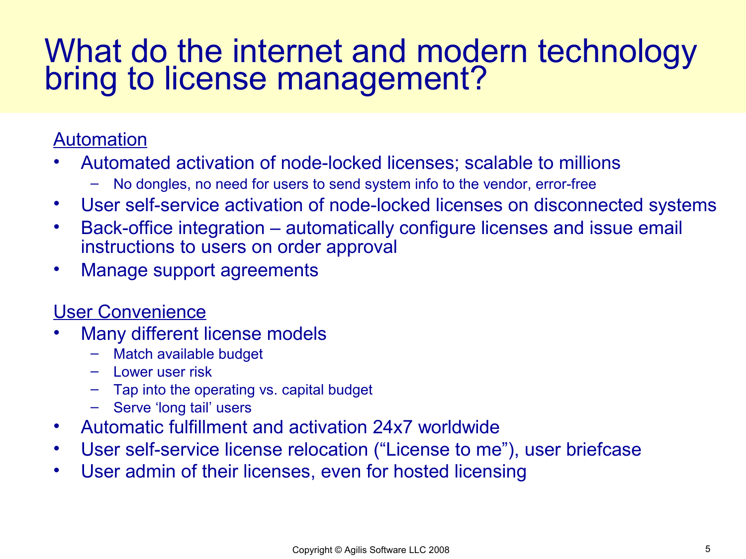# What do the internet and modern technology bring to license management?

<u>Automation</u>

- Automated activation of node-locked licenses; scalable to millions
  - No dongles, no need for users to send system info to the vendor, error-free
- User self-service activation of node-locked licenses on disconnected systems
- Back-office integration – automatically configure licenses and issue email instructions to users on order approval
- Manage support agreements

<u>User Convenience</u>

- Many different license models
  - Match available budget
  - Lower user risk
  - Tap into the operating vs. capital budget
  - Serve 'long tail' users
- Automatic fulfillment and activation 24x7 worldwide
- User self-service license relocation ("License to me"), user briefcase
- User admin of their licenses, even for hosted licensing

Copyright © Agilis Software LLC 2008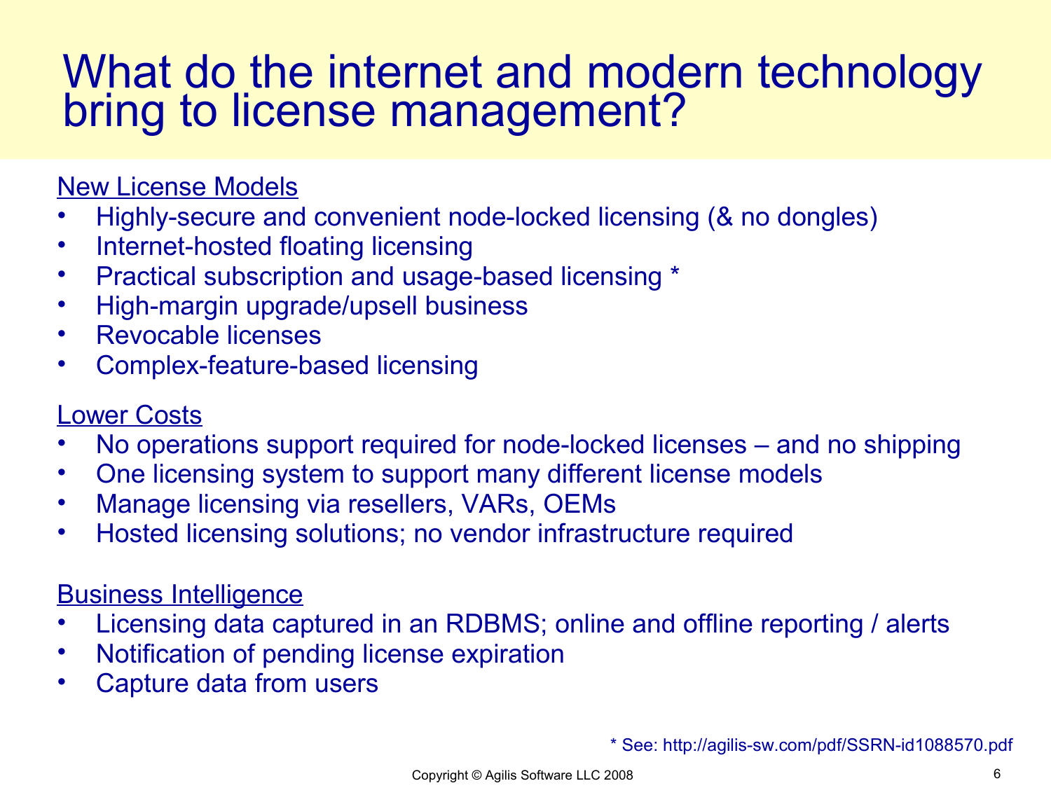# What do the internet and modern technology bring to license management?

<u>New License Models</u>

- Highly-secure and convenient node-locked licensing (& no dongles)
- Internet-hosted floating licensing
- Practical subscription and usage-based licensing *
- High-margin upgrade/upsell business
- Revocable licenses
- Complex-feature-based licensing

<u>Lower Costs</u>

- No operations support required for node-locked licenses – and no shipping
- One licensing system to support many different license models
- Manage licensing via resellers, VARs, OEMs
- Hosted licensing solutions; no vendor infrastructure required

<u>Business Intelligence</u>

- Licensing data captured in an RDBMS; online and offline reporting / alerts
- Notification of pending license expiration
- Capture data from users

* See: http://agilis-sw.com/pdf/SSRN-id1088570.pdf

Copyright © Agilis Software LLC 2008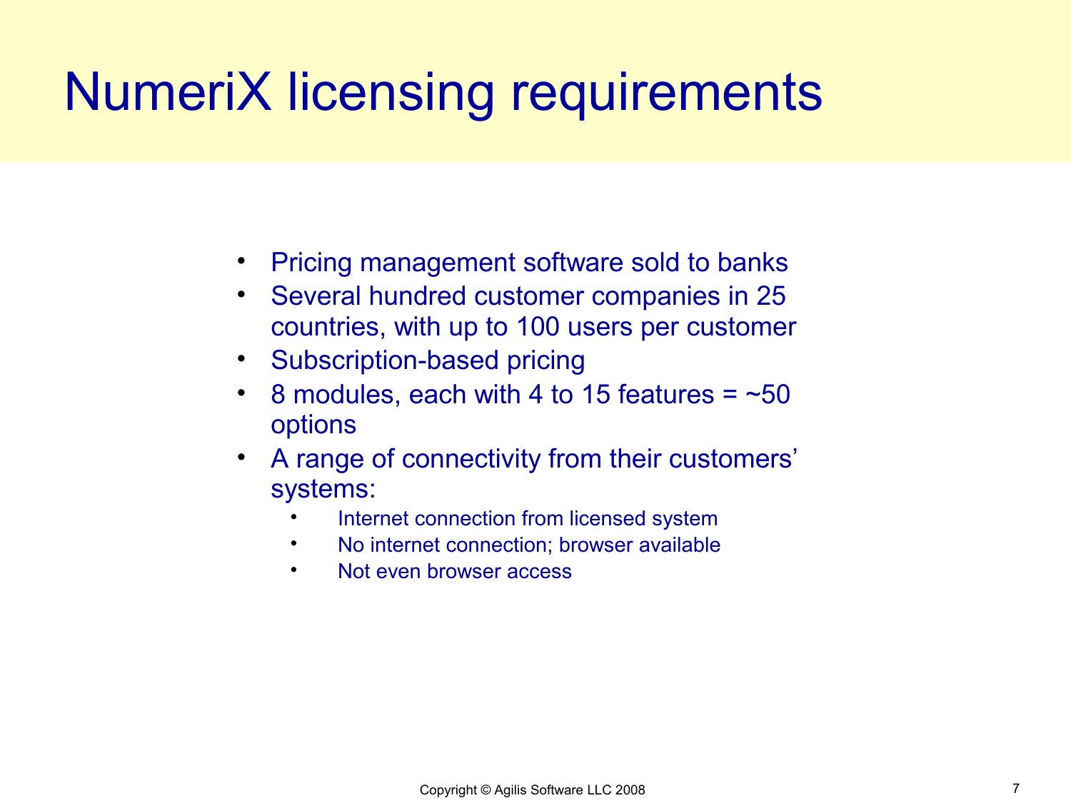# NumeriX licensing requirements

- Pricing management software sold to banks
- Several hundred customer companies in 25 countries, with up to 100 users per customer
- Subscription-based pricing
- 8 modules, each with 4 to 15 features = ~50 options
- A range of connectivity from their customers' systems:
  - Internet connection from licensed system
  - No internet connection; browser available
  - Not even browser access

Copyright © Agilis Software LLC 2008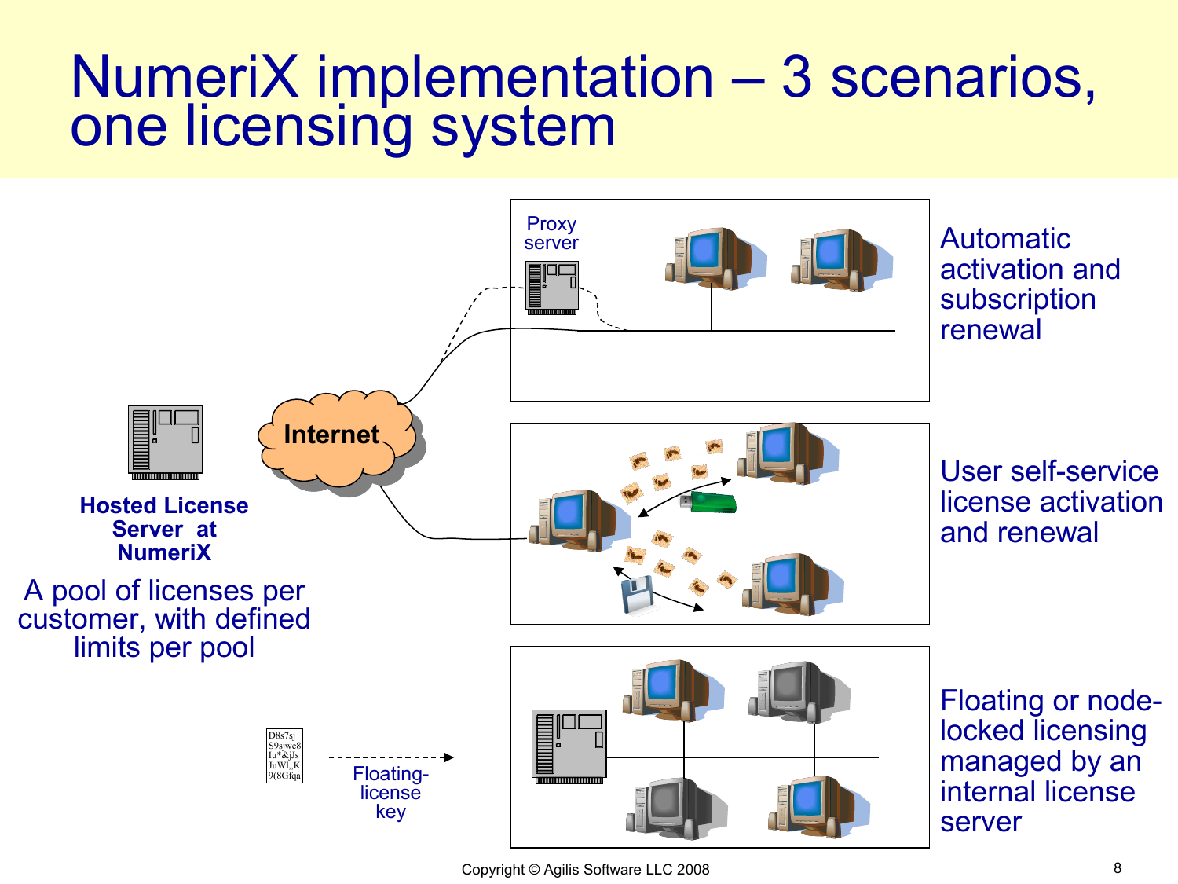# NumeriX implementation – 3 scenarios, one licensing system

Proxy server

Internet

**Hosted License Server at NumeriX**

A pool of licenses per customer, with defined limits per pool

Floating-license key

Automatic activation and subscription renewal

User self-service license activation and renewal

Floating or node-locked licensing managed by an internal license server

Copyright © Agilis Software LLC 2008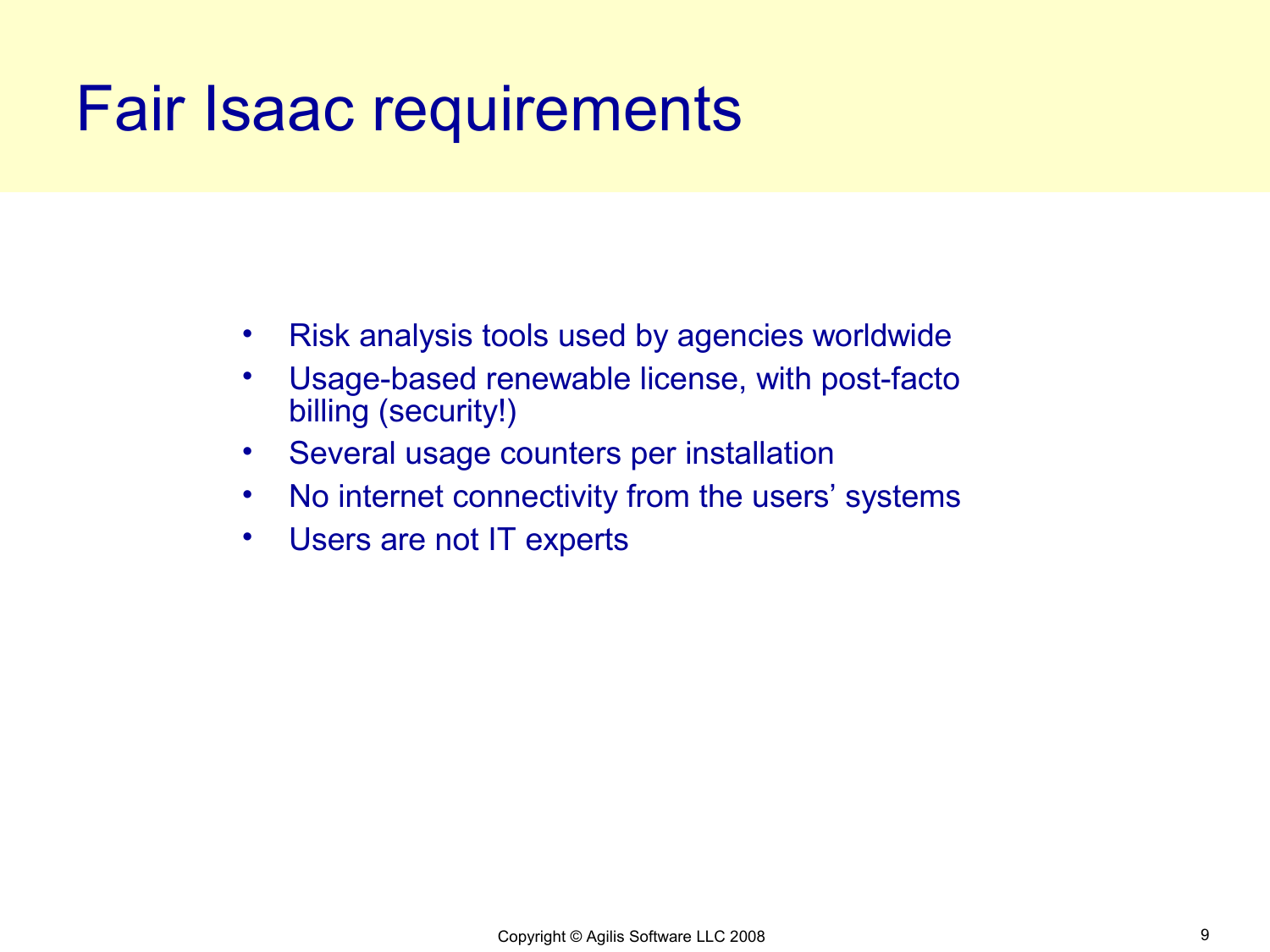# Fair Isaac requirements

- Risk analysis tools used by agencies worldwide
- Usage-based renewable license, with post-facto billing (security!)
- Several usage counters per installation
- No internet connectivity from the users' systems
- Users are not IT experts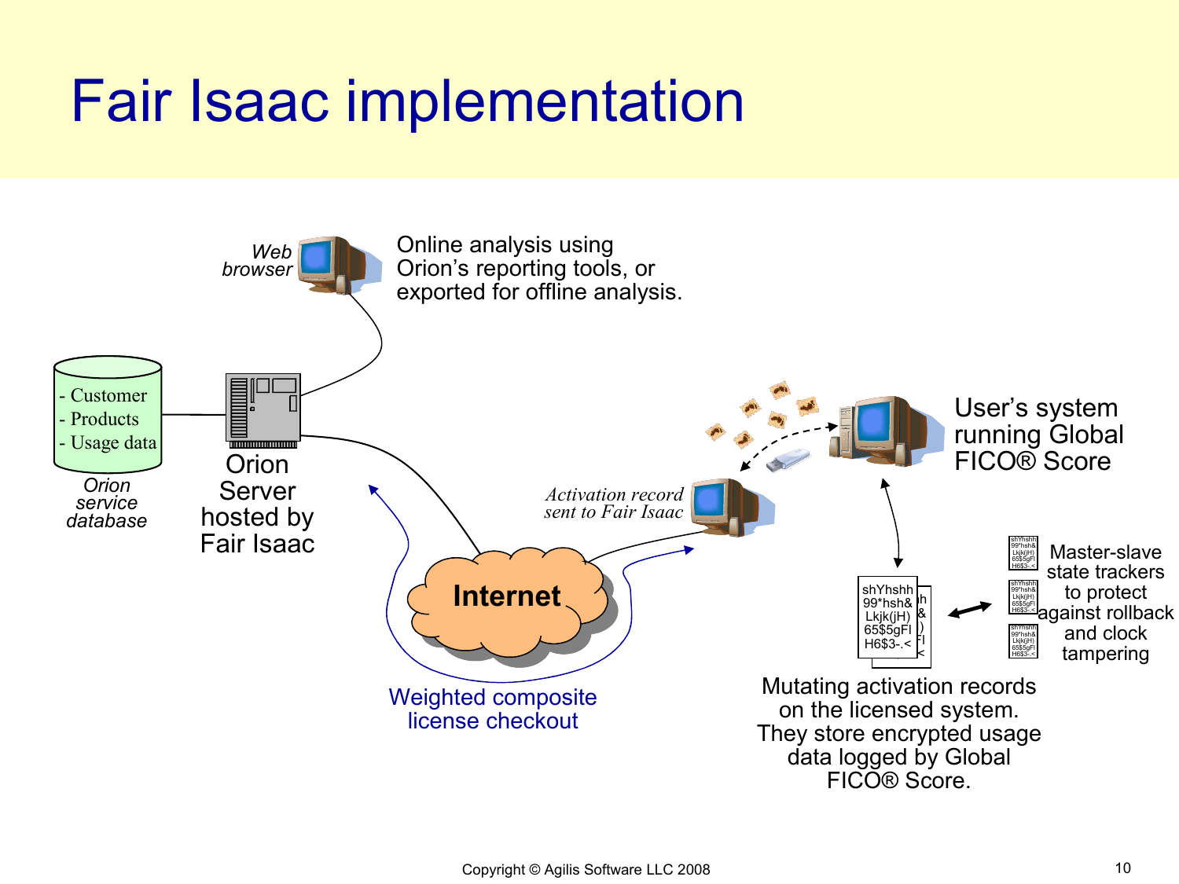# Fair Isaac implementation

Web browser

Online analysis using Orion's reporting tools, or exported for offline analysis.

- Customer
- Products
- Usage data

*Orion service database*

Orion Server hosted by Fair Isaac

**Internet**

Weighted composite license checkout

*Activation record sent to Fair Isaac*

User's system running Global FICO® Score

Master-slave state trackers to protect against rollback and clock tampering

Mutating activation records on the licensed system. They store encrypted usage data logged by Global FICO® Score.

Copyright © Agilis Software LLC 2008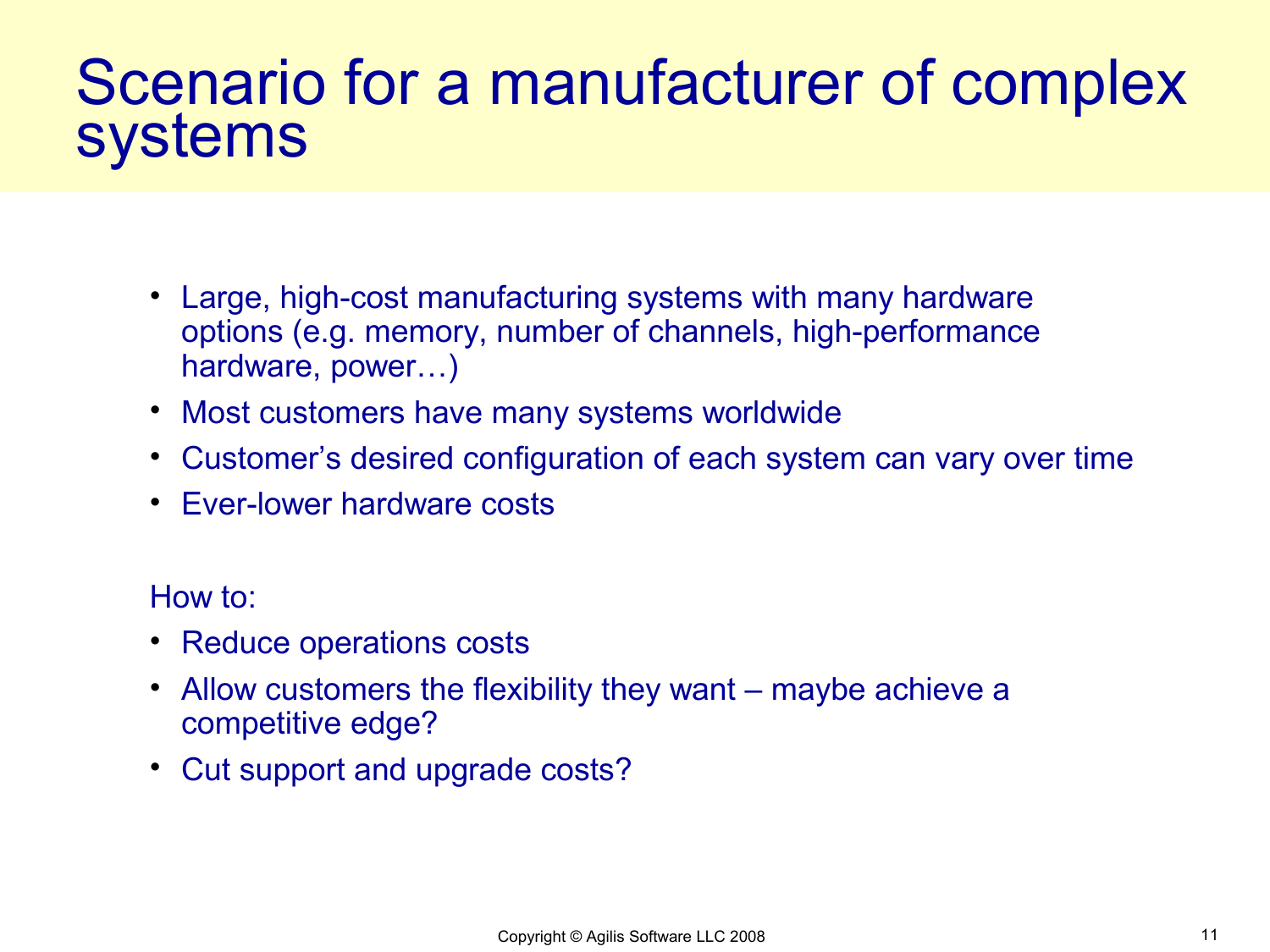# Scenario for a manufacturer of complex systems

- Large, high-cost manufacturing systems with many hardware options (e.g. memory, number of channels, high-performance hardware, power…)
- Most customers have many systems worldwide
- Customer's desired configuration of each system can vary over time
- Ever-lower hardware costs

How to:

- Reduce operations costs
- Allow customers the flexibility they want – maybe achieve a competitive edge?
- Cut support and upgrade costs?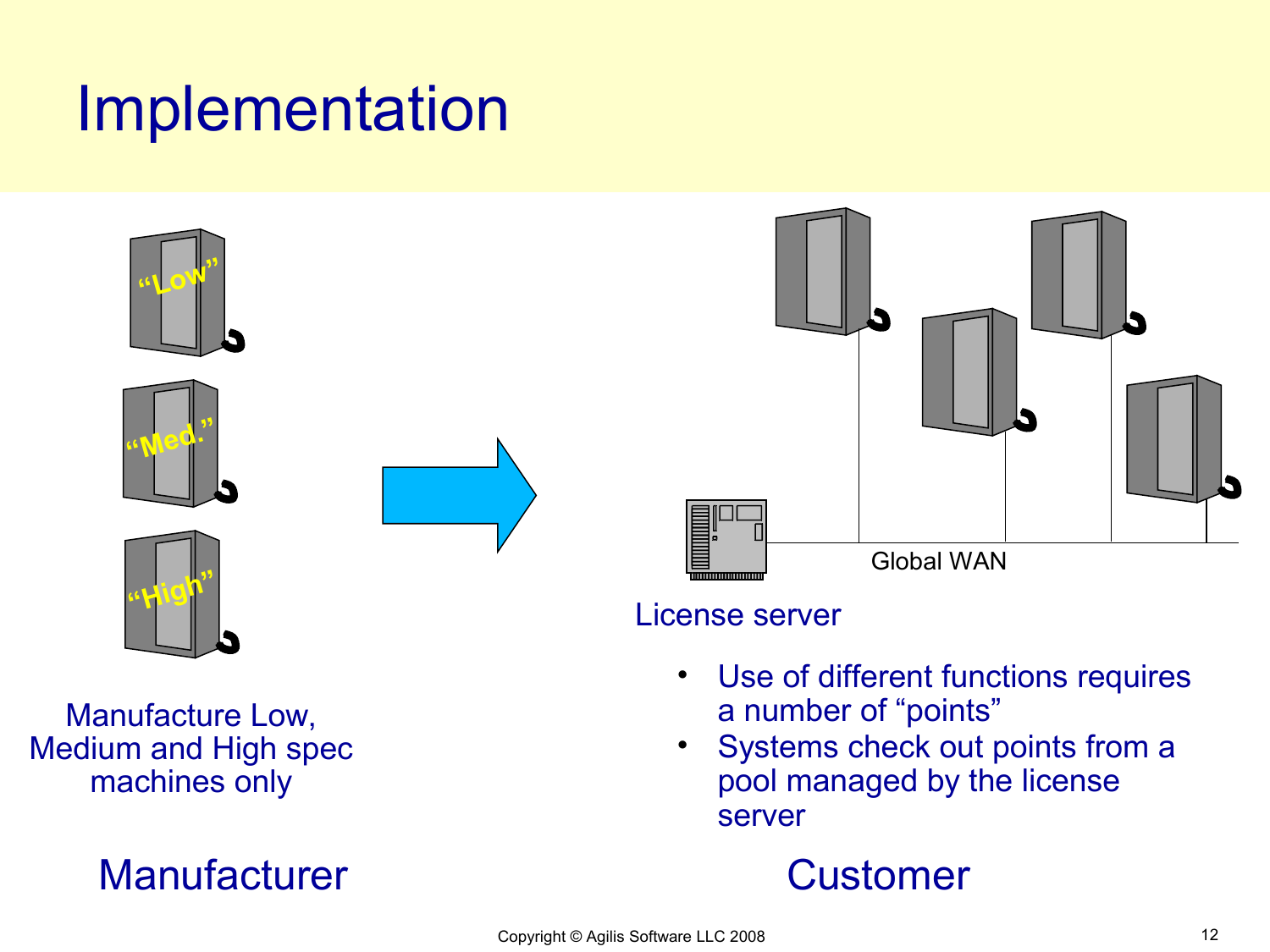# Implementation

"Low"

"Med."

"High"

Manufacture Low, Medium and High spec machines only

**Manufacturer**

Global WAN

License server

- Use of different functions requires a number of "points"
- Systems check out points from a pool managed by the license server

**Customer**

Copyright © Agilis Software LLC 2008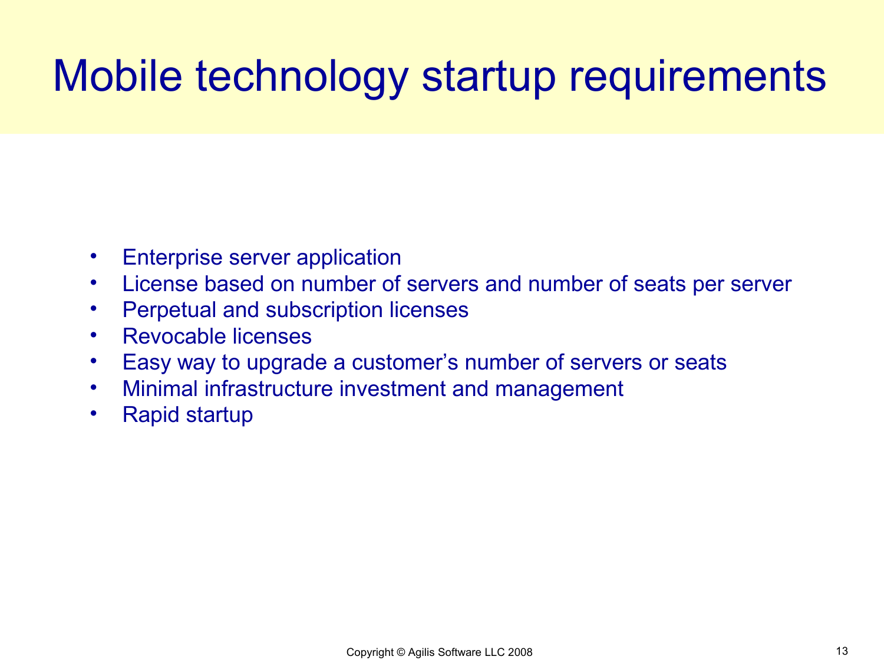# Mobile technology startup requirements

- Enterprise server application
- License based on number of servers and number of seats per server
- Perpetual and subscription licenses
- Revocable licenses
- Easy way to upgrade a customer's number of servers or seats
- Minimal infrastructure investment and management
- Rapid startup

Copyright © Agilis Software LLC 2008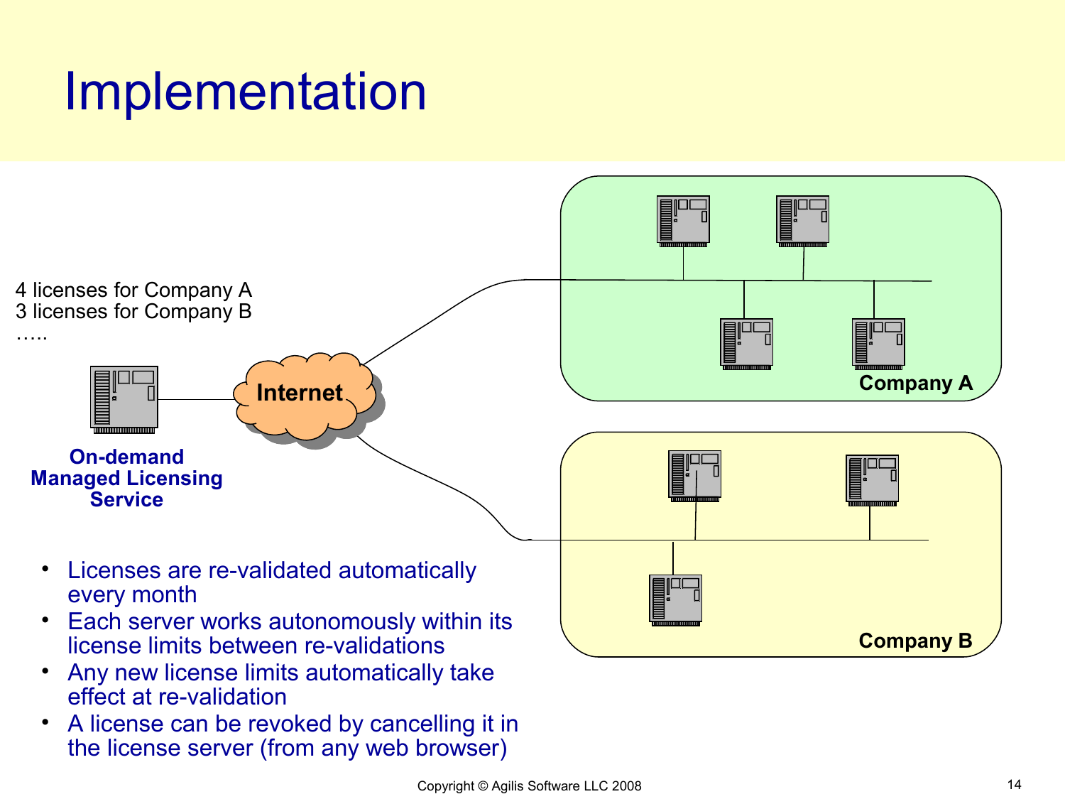# Implementation

4 licenses for Company A
3 licenses for Company B
…..

Internet

On-demand Managed Licensing Service

Company A

Company B

- Licenses are re-validated automatically every month
- Each server works autonomously within its license limits between re-validations
- Any new license limits automatically take effect at re-validation
- A license can be revoked by cancelling it in the license server (from any web browser)

Copyright © Agilis Software LLC 2008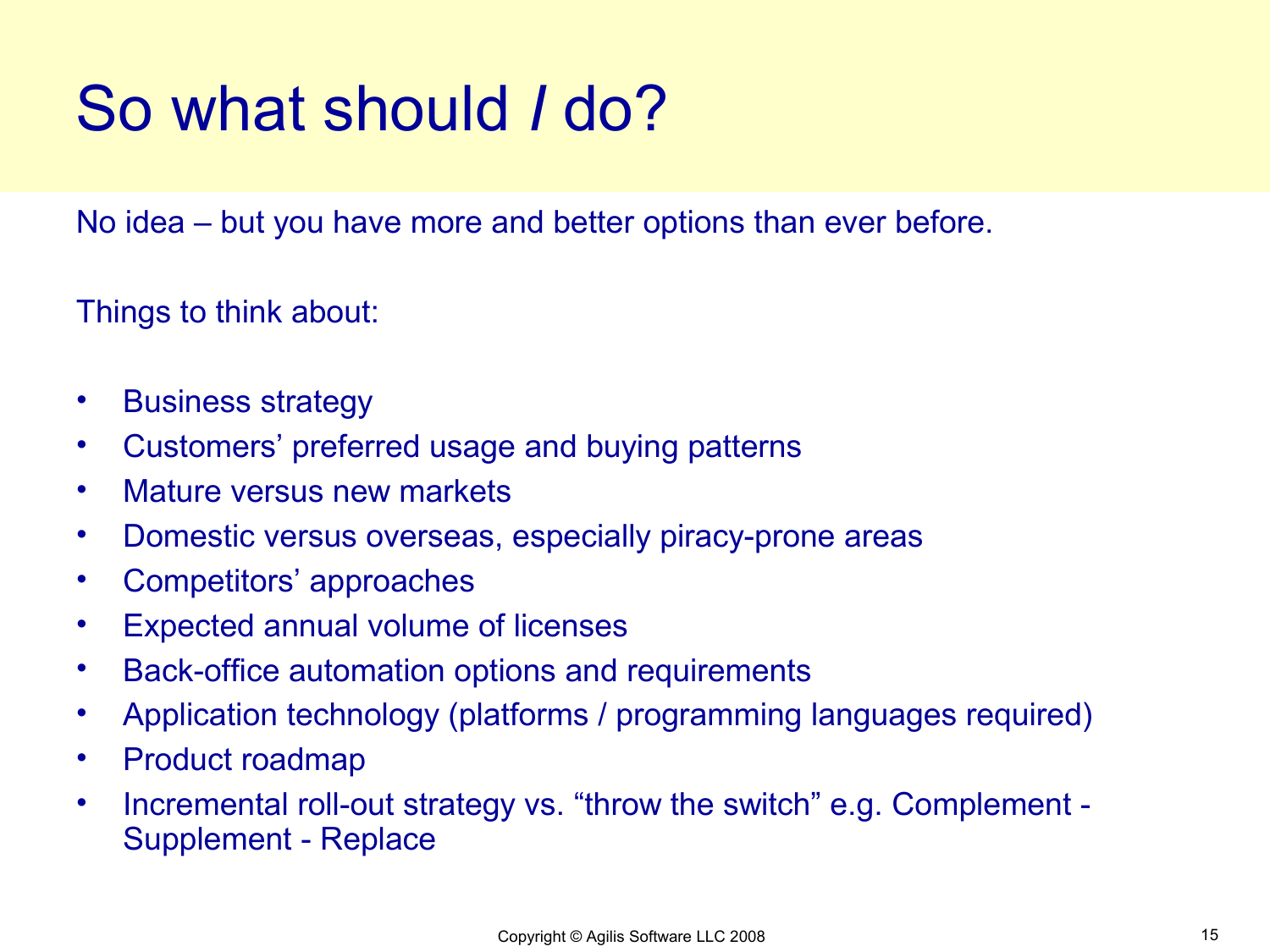# So what should *I* do?

No idea – but you have more and better options than ever before.

Things to think about:

- Business strategy
- Customers' preferred usage and buying patterns
- Mature versus new markets
- Domestic versus overseas, especially piracy-prone areas
- Competitors' approaches
- Expected annual volume of licenses
- Back-office automation options and requirements
- Application technology (platforms / programming languages required)
- Product roadmap
- Incremental roll-out strategy vs. "throw the switch" e.g. Complement - Supplement - Replace

Copyright © Agilis Software LLC 2008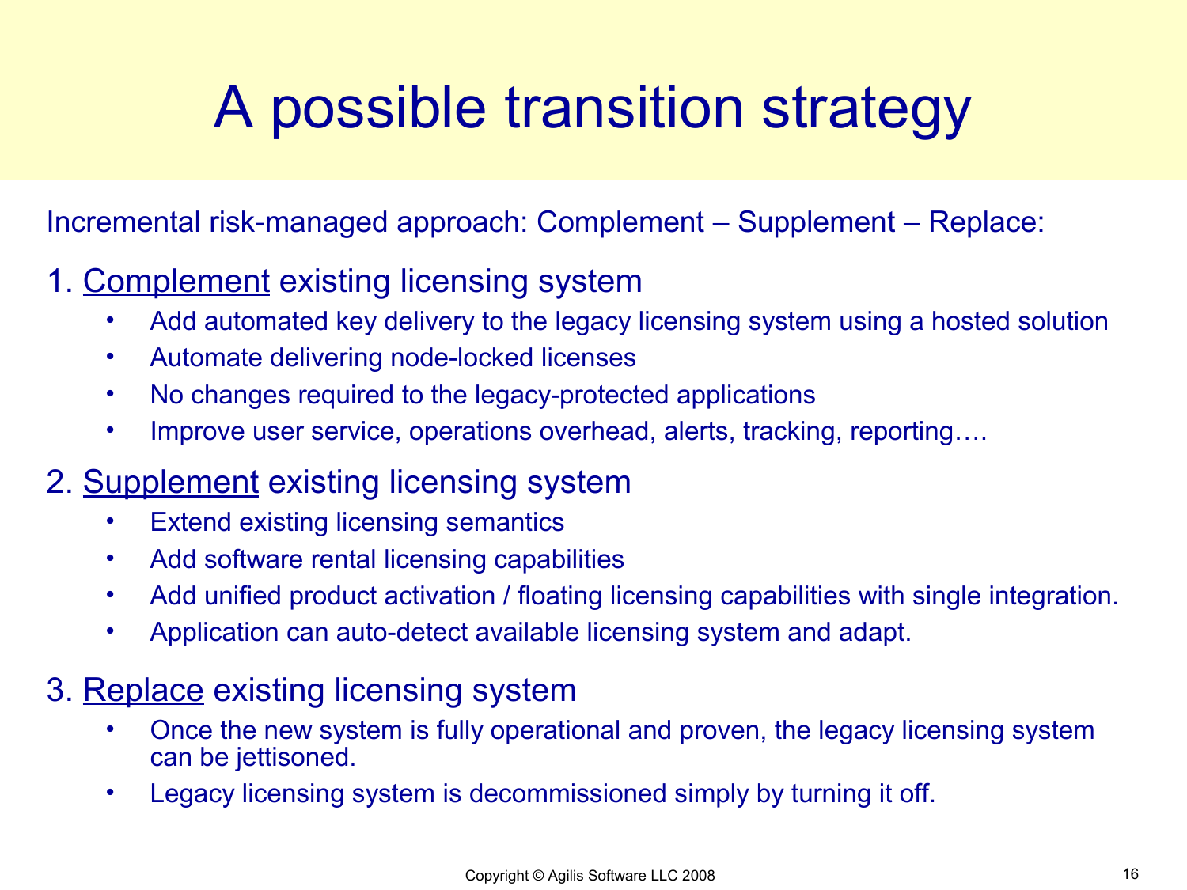# A possible transition strategy

Incremental risk-managed approach: Complement – Supplement – Replace:

1. <u>Complement</u> existing licensing system
   - Add automated key delivery to the legacy licensing system using a hosted solution
   - Automate delivering node-locked licenses
   - No changes required to the legacy-protected applications
   - Improve user service, operations overhead, alerts, tracking, reporting….
2. <u>Supplement</u> existing licensing system
   - Extend existing licensing semantics
   - Add software rental licensing capabilities
   - Add unified product activation / floating licensing capabilities with single integration.
   - Application can auto-detect available licensing system and adapt.
3. <u>Replace</u> existing licensing system
   - Once the new system is fully operational and proven, the legacy licensing system can be jettisoned.
   - Legacy licensing system is decommissioned simply by turning it off.

Copyright © Agilis Software LLC 2008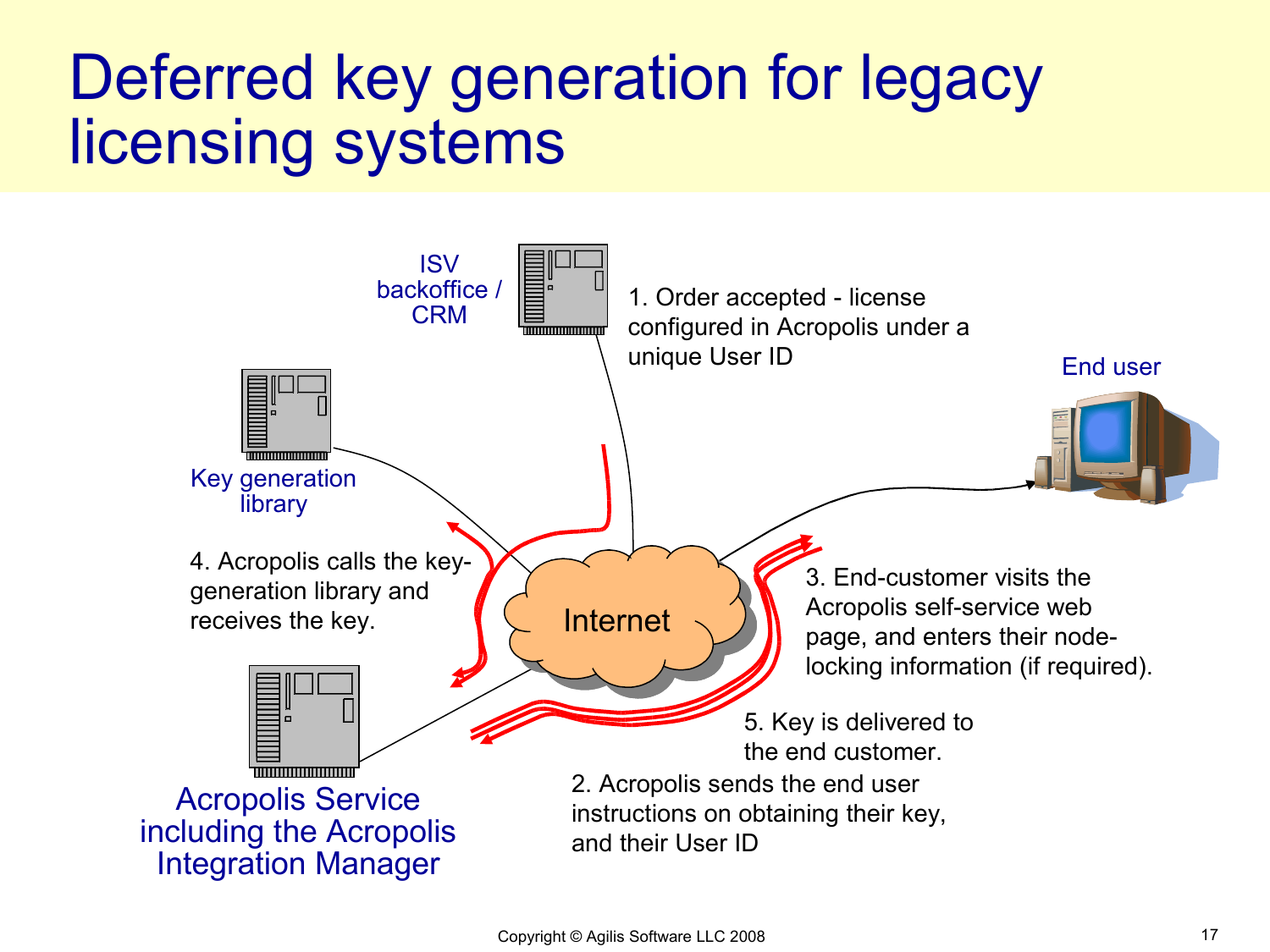# Deferred key generation for legacy licensing systems

ISV backoffice / CRM

1. Order accepted - license configured in Acropolis under a unique User ID

End user

Key generation library

4. Acropolis calls the key-generation library and receives the key.

Internet

3. End-customer visits the Acropolis self-service web page, and enters their node-locking information (if required).

5. Key is delivered to the end customer.

2. Acropolis sends the end user instructions on obtaining their key, and their User ID

Acropolis Service including the Acropolis Integration Manager

Copyright © Agilis Software LLC 2008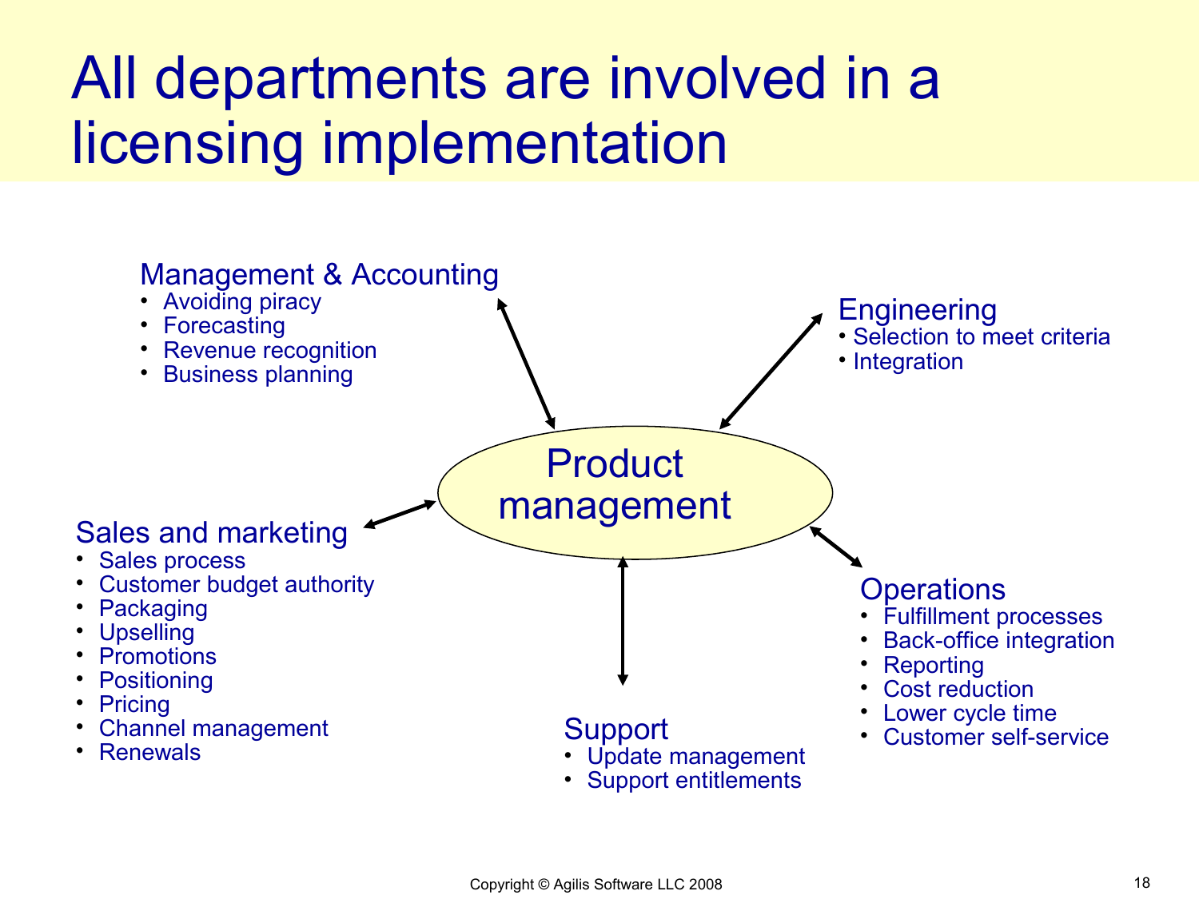# All departments are involved in a licensing implementation

## Product management

### Management & Accounting
- Avoiding piracy
- Forecasting
- Revenue recognition
- Business planning

### Engineering
- Selection to meet criteria
- Integration

### Sales and marketing
- Sales process
- Customer budget authority
- Packaging
- Upselling
- Promotions
- Positioning
- Pricing
- Channel management
- Renewals

### Support
- Update management
- Support entitlements

### Operations
- Fulfillment processes
- Back-office integration
- Reporting
- Cost reduction
- Lower cycle time
- Customer self-service

Copyright © Agilis Software LLC 2008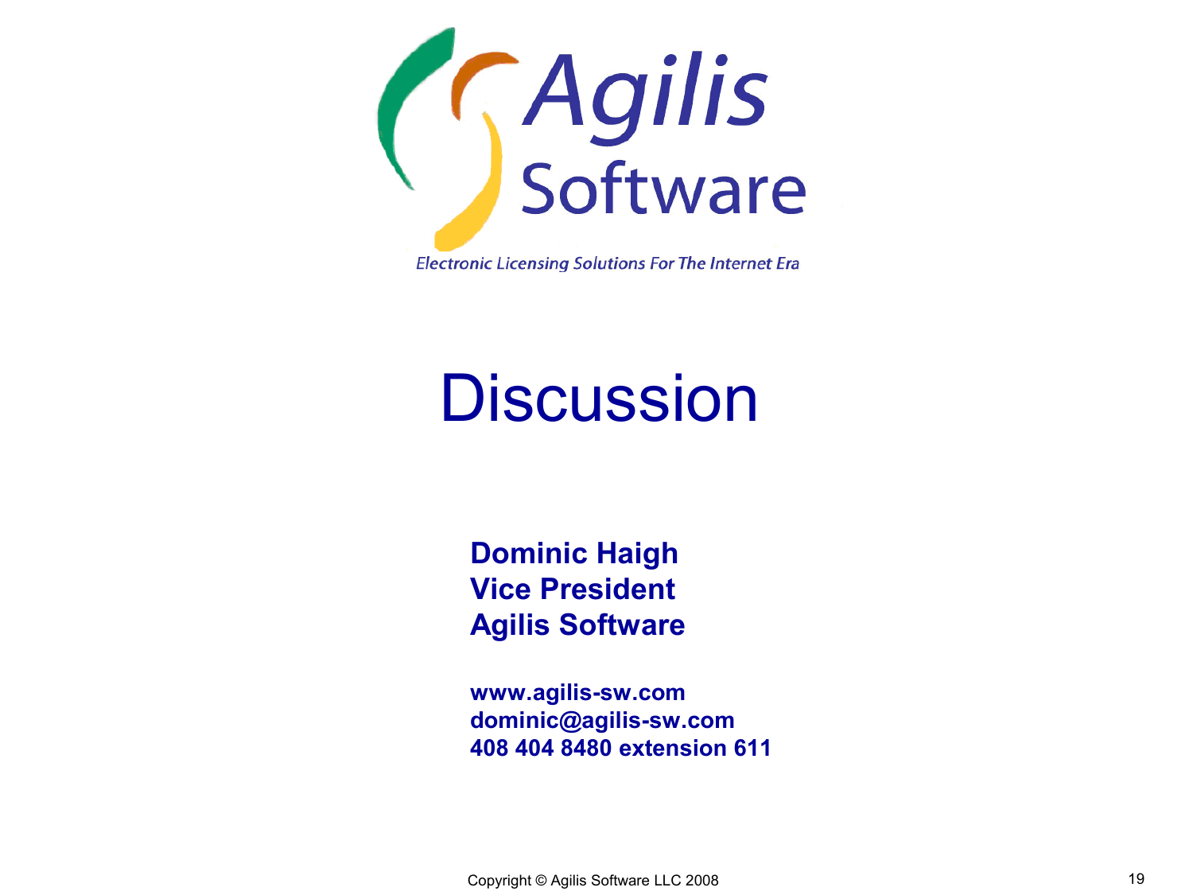Agilis Software

*Electronic Licensing Solutions For The Internet Era*

# Discussion

**Dominic Haigh**
**Vice President**
**Agilis Software**

**www.agilis-sw.com**
**dominic@agilis-sw.com**
**408 404 8480 extension 611**

Copyright © Agilis Software LLC 2008